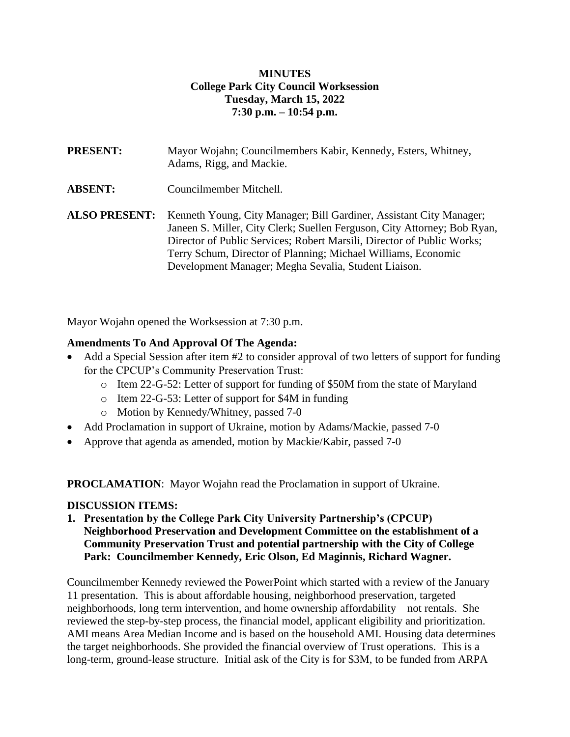**MINUTES**
**College Park City Council Worksession**
**Tuesday, March 15, 2022**
**7:30 p.m. – 10:54 p.m.**

**PRESENT:** Mayor Wojahn; Councilmembers Kabir, Kennedy, Esters, Whitney, Adams, Rigg, and Mackie.

**ABSENT:** Councilmember Mitchell.

**ALSO PRESENT:** Kenneth Young, City Manager; Bill Gardiner, Assistant City Manager; Janeen S. Miller, City Clerk; Suellen Ferguson, City Attorney; Bob Ryan, Director of Public Services; Robert Marsili, Director of Public Works; Terry Schum, Director of Planning; Michael Williams, Economic Development Manager; Megha Sevalia, Student Liaison.

Mayor Wojahn opened the Worksession at 7:30 p.m.

**Amendments To And Approval Of The Agenda:**

- Add a Special Session after item #2 to consider approval of two letters of support for funding for the CPCUP's Community Preservation Trust:
  - Item 22-G-52: Letter of support for funding of $50M from the state of Maryland
  - Item 22-G-53: Letter of support for $4M in funding
  - Motion by Kennedy/Whitney, passed 7-0
- Add Proclamation in support of Ukraine, motion by Adams/Mackie, passed 7-0
- Approve that agenda as amended, motion by Mackie/Kabir, passed 7-0

**PROCLAMATION**: Mayor Wojahn read the Proclamation in support of Ukraine.

**DISCUSSION ITEMS:**

**1. Presentation by the College Park City University Partnership's (CPCUP) Neighborhood Preservation and Development Committee on the establishment of a Community Preservation Trust and potential partnership with the City of College Park: Councilmember Kennedy, Eric Olson, Ed Maginnis, Richard Wagner.**

Councilmember Kennedy reviewed the PowerPoint which started with a review of the January 11 presentation. This is about affordable housing, neighborhood preservation, targeted neighborhoods, long term intervention, and home ownership affordability – not rentals. She reviewed the step-by-step process, the financial model, applicant eligibility and prioritization. AMI means Area Median Income and is based on the household AMI. Housing data determines the target neighborhoods. She provided the financial overview of Trust operations. This is a long-term, ground-lease structure. Initial ask of the City is for $3M, to be funded from ARPA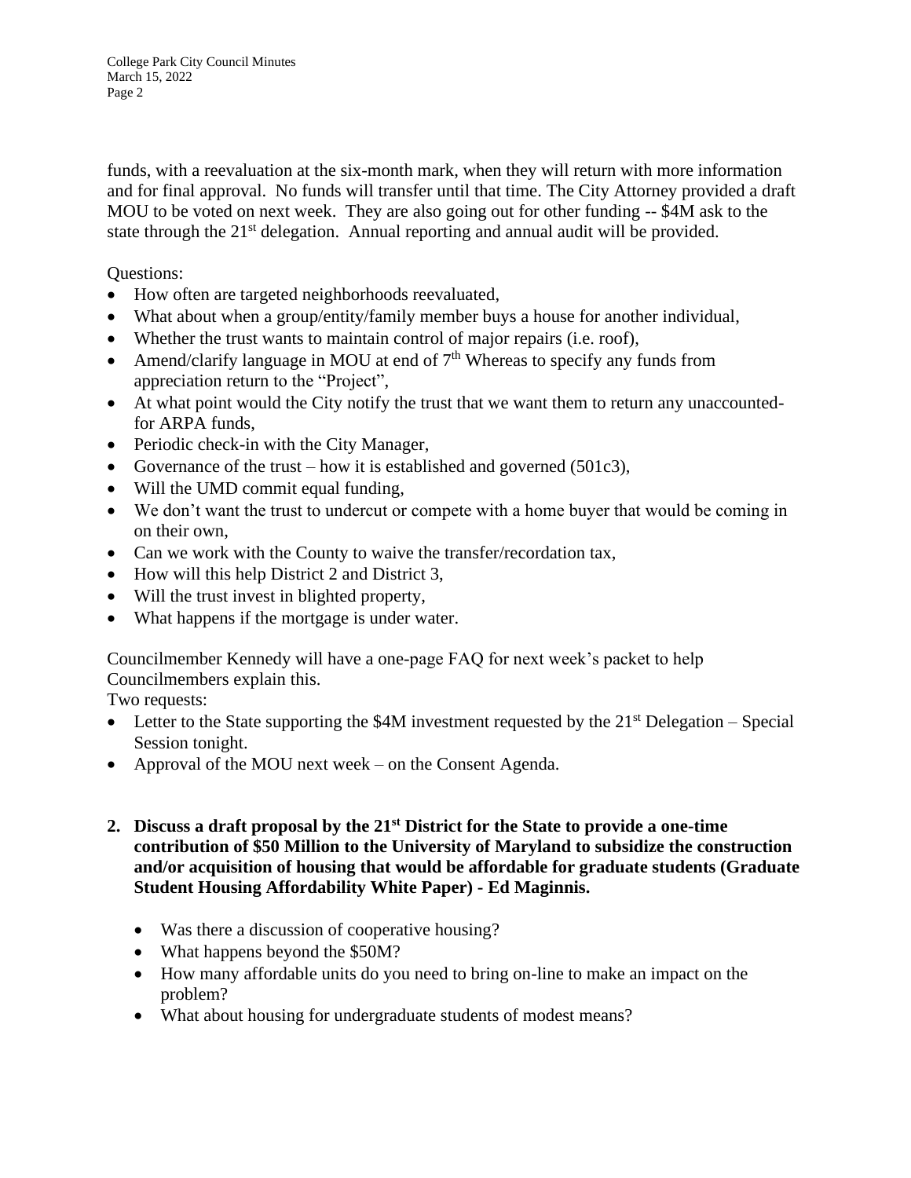funds, with a reevaluation at the six-month mark, when they will return with more information and for final approval. No funds will transfer until that time. The City Attorney provided a draft MOU to be voted on next week. They are also going out for other funding -- $4M ask to the state through the 21st delegation. Annual reporting and annual audit will be provided.

Questions:

- How often are targeted neighborhoods reevaluated,
- What about when a group/entity/family member buys a house for another individual,
- Whether the trust wants to maintain control of major repairs (i.e. roof),
- Amend/clarify language in MOU at end of 7th Whereas to specify any funds from appreciation return to the "Project",
- At what point would the City notify the trust that we want them to return any unaccounted-for ARPA funds,
- Periodic check-in with the City Manager,
- Governance of the trust – how it is established and governed (501c3),
- Will the UMD commit equal funding,
- We don't want the trust to undercut or compete with a home buyer that would be coming in on their own,
- Can we work with the County to waive the transfer/recordation tax,
- How will this help District 2 and District 3,
- Will the trust invest in blighted property,
- What happens if the mortgage is under water.

Councilmember Kennedy will have a one-page FAQ for next week's packet to help Councilmembers explain this.

Two requests:

- Letter to the State supporting the $4M investment requested by the 21st Delegation – Special Session tonight.
- Approval of the MOU next week – on the Consent Agenda.

**2. Discuss a draft proposal by the 21st District for the State to provide a one-time contribution of $50 Million to the University of Maryland to subsidize the construction and/or acquisition of housing that would be affordable for graduate students (Graduate Student Housing Affordability White Paper) - Ed Maginnis.**

- Was there a discussion of cooperative housing?
- What happens beyond the $50M?
- How many affordable units do you need to bring on-line to make an impact on the problem?
- What about housing for undergraduate students of modest means?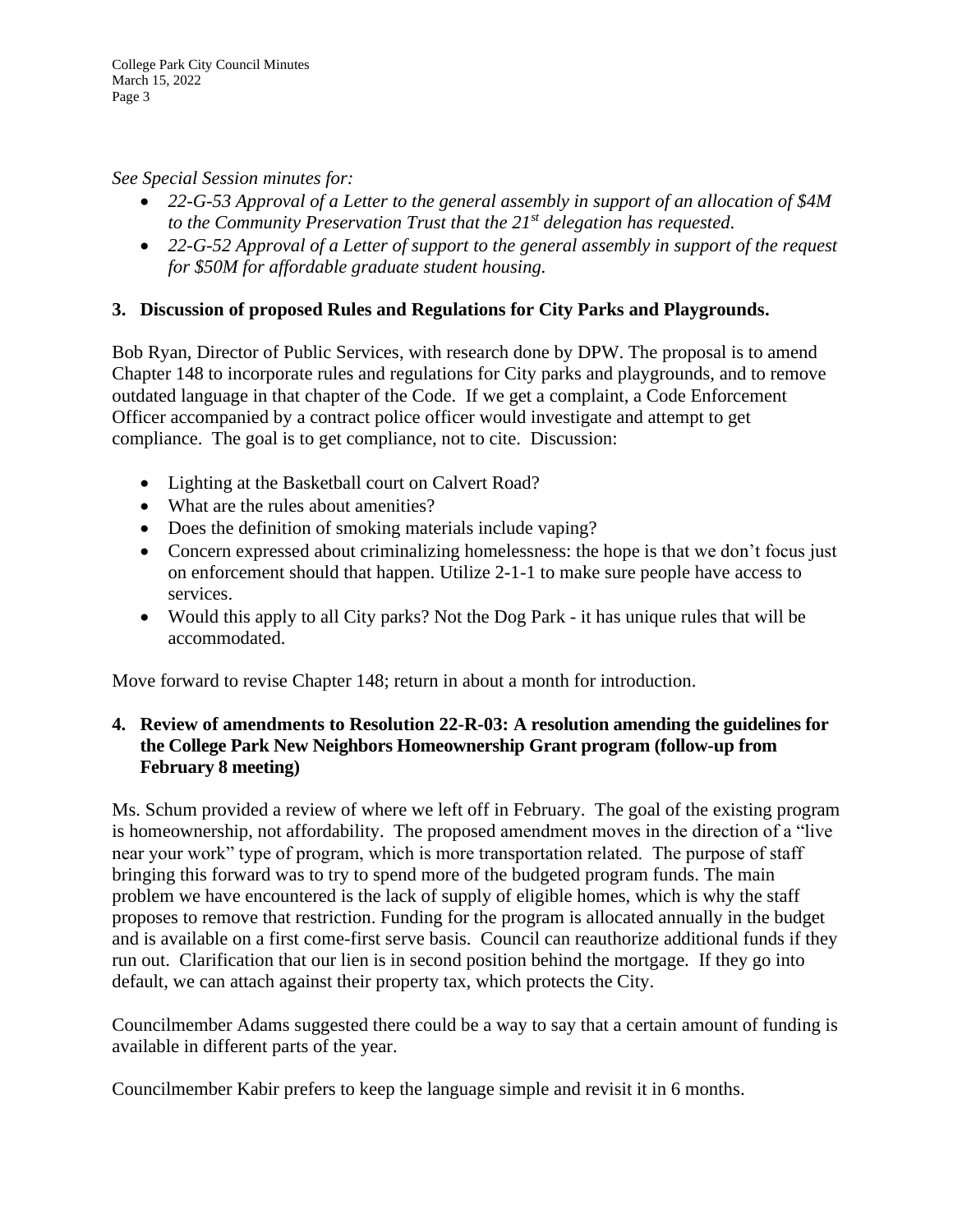*See Special Session minutes for:*

- *22-G-53 Approval of a Letter to the general assembly in support of an allocation of $4M to the Community Preservation Trust that the 21st delegation has requested.*
- *22-G-52 Approval of a Letter of support to the general assembly in support of the request for $50M for affordable graduate student housing.*

### 3. Discussion of proposed Rules and Regulations for City Parks and Playgrounds.

Bob Ryan, Director of Public Services, with research done by DPW. The proposal is to amend Chapter 148 to incorporate rules and regulations for City parks and playgrounds, and to remove outdated language in that chapter of the Code. If we get a complaint, a Code Enforcement Officer accompanied by a contract police officer would investigate and attempt to get compliance. The goal is to get compliance, not to cite. Discussion:

- Lighting at the Basketball court on Calvert Road?
- What are the rules about amenities?
- Does the definition of smoking materials include vaping?
- Concern expressed about criminalizing homelessness: the hope is that we don't focus just on enforcement should that happen. Utilize 2-1-1 to make sure people have access to services.
- Would this apply to all City parks? Not the Dog Park - it has unique rules that will be accommodated.

Move forward to revise Chapter 148; return in about a month for introduction.

### 4. Review of amendments to Resolution 22-R-03: A resolution amending the guidelines for the College Park New Neighbors Homeownership Grant program (follow-up from February 8 meeting)

Ms. Schum provided a review of where we left off in February. The goal of the existing program is homeownership, not affordability. The proposed amendment moves in the direction of a "live near your work" type of program, which is more transportation related. The purpose of staff bringing this forward was to try to spend more of the budgeted program funds. The main problem we have encountered is the lack of supply of eligible homes, which is why the staff proposes to remove that restriction. Funding for the program is allocated annually in the budget and is available on a first come-first serve basis. Council can reauthorize additional funds if they run out. Clarification that our lien is in second position behind the mortgage. If they go into default, we can attach against their property tax, which protects the City.

Councilmember Adams suggested there could be a way to say that a certain amount of funding is available in different parts of the year.

Councilmember Kabir prefers to keep the language simple and revisit it in 6 months.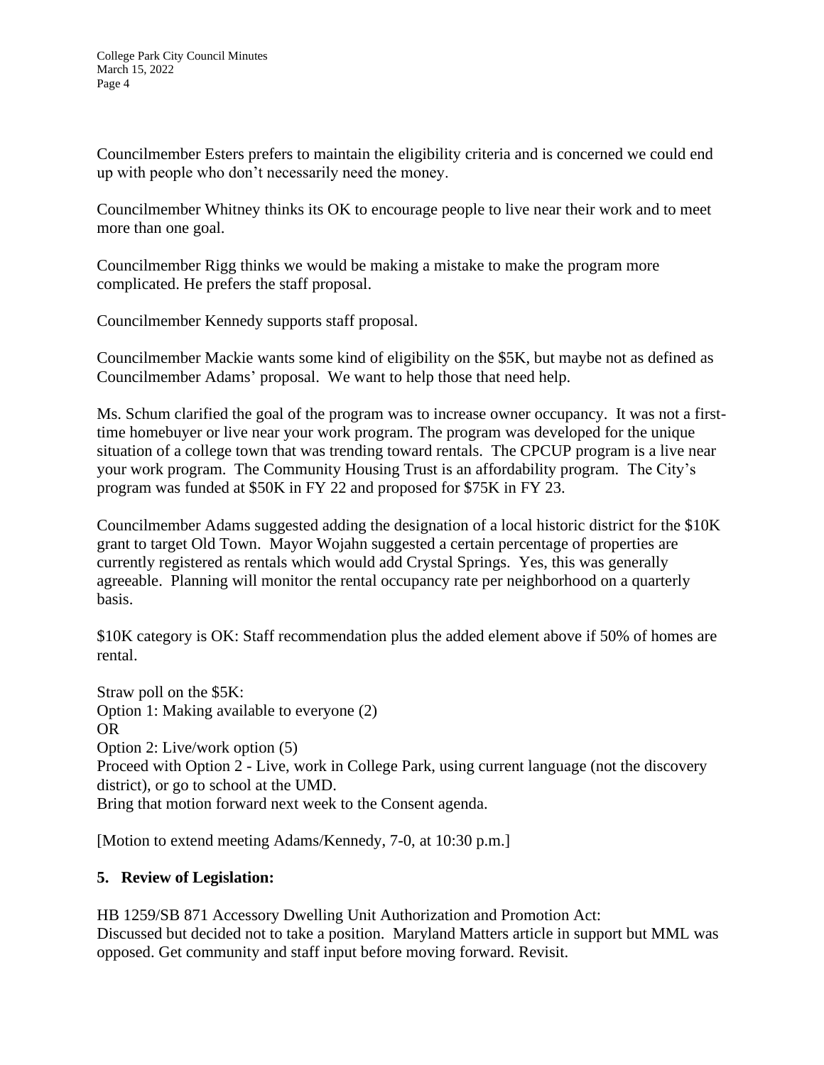Councilmember Esters prefers to maintain the eligibility criteria and is concerned we could end up with people who don't necessarily need the money.

Councilmember Whitney thinks its OK to encourage people to live near their work and to meet more than one goal.

Councilmember Rigg thinks we would be making a mistake to make the program more complicated. He prefers the staff proposal.

Councilmember Kennedy supports staff proposal.

Councilmember Mackie wants some kind of eligibility on the $5K, but maybe not as defined as Councilmember Adams' proposal. We want to help those that need help.

Ms. Schum clarified the goal of the program was to increase owner occupancy. It was not a first-time homebuyer or live near your work program. The program was developed for the unique situation of a college town that was trending toward rentals. The CPCUP program is a live near your work program. The Community Housing Trust is an affordability program. The City's program was funded at $50K in FY 22 and proposed for $75K in FY 23.

Councilmember Adams suggested adding the designation of a local historic district for the $10K grant to target Old Town. Mayor Wojahn suggested a certain percentage of properties are currently registered as rentals which would add Crystal Springs. Yes, this was generally agreeable. Planning will monitor the rental occupancy rate per neighborhood on a quarterly basis.

$10K category is OK: Staff recommendation plus the added element above if 50% of homes are rental.

Straw poll on the $5K:
Option 1: Making available to everyone (2)
OR
Option 2: Live/work option (5)
Proceed with Option 2 - Live, work in College Park, using current language (not the discovery district), or go to school at the UMD.
Bring that motion forward next week to the Consent agenda.

[Motion to extend meeting Adams/Kennedy, 7-0, at 10:30 p.m.]

## 5. Review of Legislation:

HB 1259/SB 871 Accessory Dwelling Unit Authorization and Promotion Act:
Discussed but decided not to take a position. Maryland Matters article in support but MML was opposed. Get community and staff input before moving forward. Revisit.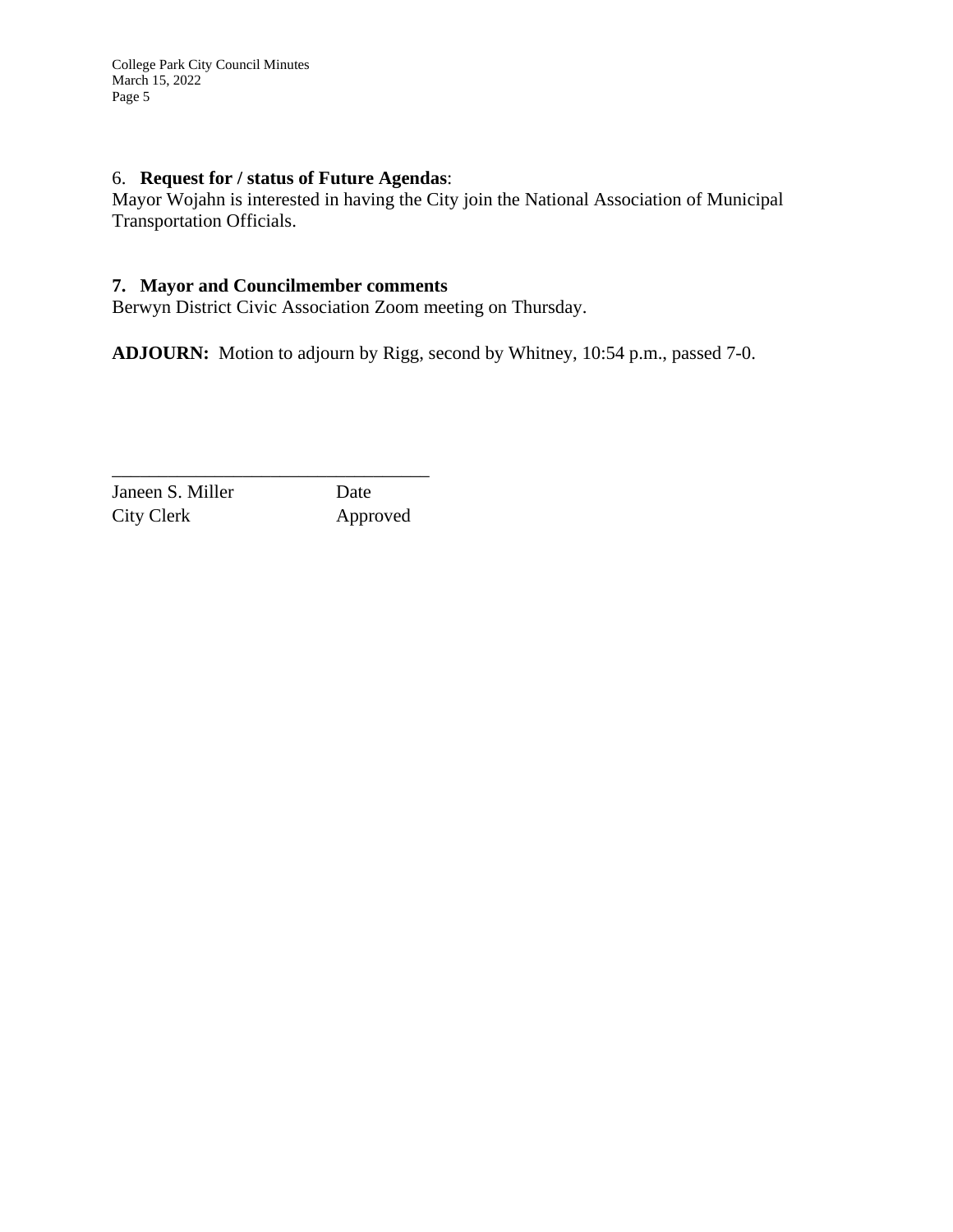6. **Request for / status of Future Agendas**:
Mayor Wojahn is interested in having the City join the National Association of Municipal Transportation Officials.

**7. Mayor and Councilmember comments**
Berwyn District Civic Association Zoom meeting on Thursday.

**ADJOURN:** Motion to adjourn by Rigg, second by Whitney, 10:54 p.m., passed 7-0.

\_\_\_\_\_\_\_\_\_\_\_\_\_\_\_\_\_\_\_\_\_\_\_\_\_\_\_\_\_\_\_\_\_\_\_

Janeen S. Miller        Date
City Clerk              Approved